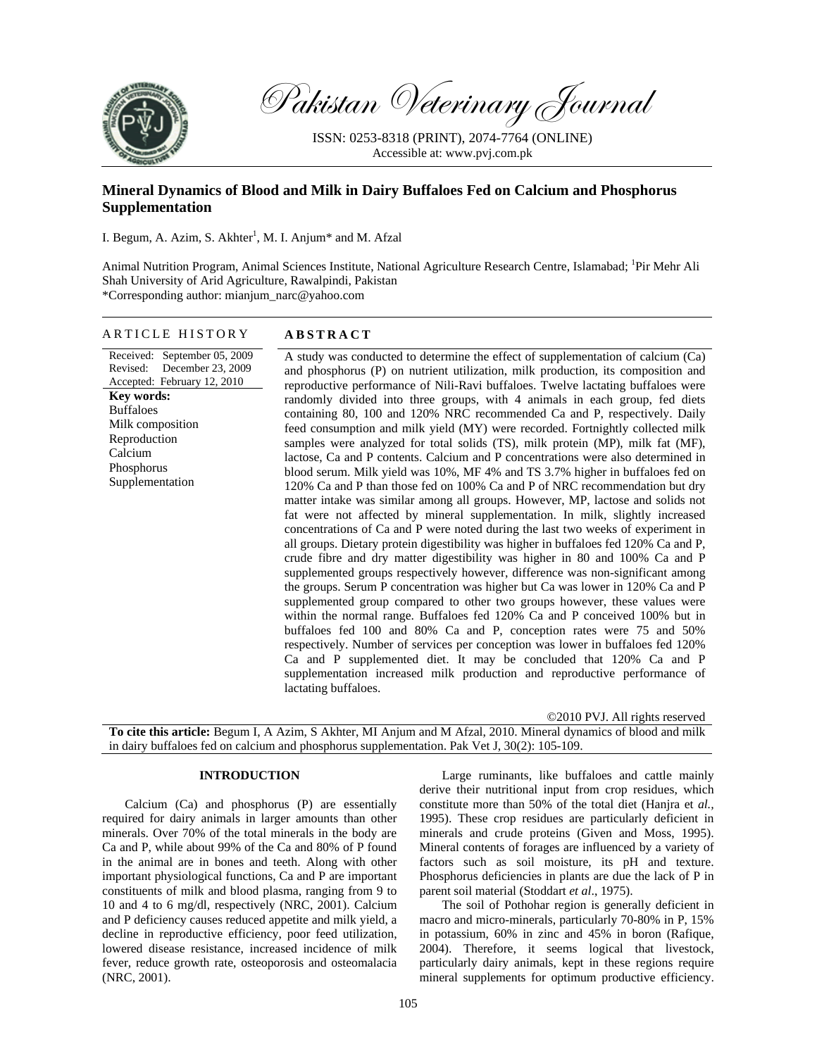*Pakistan Veterinary Journal*

ISSN: 0253-8318 (PRINT), 2074-7764 (ONLINE)
Accessible at: www.pvj.com.pk

## Mineral Dynamics of Blood and Milk in Dairy Buffaloes Fed on Calcium and Phosphorus Supplementation

I. Begum, A. Azim, S. Akhter[1], M. I. Anjum* and M. Afzal

Animal Nutrition Program, Animal Sciences Institute, National Agriculture Research Centre, Islamabad; [1]Pir Mehr Ali Shah University of Arid Agriculture, Rawalpindi, Pakistan
*Corresponding author: mianjum_narc@yahoo.com

### ARTICLE HISTORY

Received: September 05, 2009
Revised: December 23, 2009
Accepted: February 12, 2010

**Key words:**
Buffaloes
Milk composition
Reproduction
Calcium
Phosphorus
Supplementation

### ABSTRACT

A study was conducted to determine the effect of supplementation of calcium (Ca) and phosphorus (P) on nutrient utilization, milk production, its composition and reproductive performance of Nili-Ravi buffaloes. Twelve lactating buffaloes were randomly divided into three groups, with 4 animals in each group, fed diets containing 80, 100 and 120% NRC recommended Ca and P, respectively. Daily feed consumption and milk yield (MY) were recorded. Fortnightly collected milk samples were analyzed for total solids (TS), milk protein (MP), milk fat (MF), lactose, Ca and P contents. Calcium and P concentrations were also determined in blood serum. Milk yield was 10%, MF 4% and TS 3.7% higher in buffaloes fed on 120% Ca and P than those fed on 100% Ca and P of NRC recommendation but dry matter intake was similar among all groups. However, MP, lactose and solids not fat were not affected by mineral supplementation. In milk, slightly increased concentrations of Ca and P were noted during the last two weeks of experiment in all groups. Dietary protein digestibility was higher in buffaloes fed 120% Ca and P, crude fibre and dry matter digestibility was higher in 80 and 100% Ca and P supplemented groups respectively however, difference was non-significant among the groups. Serum P concentration was higher but Ca was lower in 120% Ca and P supplemented group compared to other two groups however, these values were within the normal range. Buffaloes fed 120% Ca and P conceived 100% but in buffaloes fed 100 and 80% Ca and P, conception rates were 75 and 50% respectively. Number of services per conception was lower in buffaloes fed 120% Ca and P supplemented diet. It may be concluded that 120% Ca and P supplementation increased milk production and reproductive performance of lactating buffaloes.

©2010 PVJ. All rights reserved

**To cite this article:** Begum I, A Azim, S Akhter, MI Anjum and M Afzal, 2010. Mineral dynamics of blood and milk in dairy buffaloes fed on calcium and phosphorus supplementation. Pak Vet J, 30(2): 105-109.

## INTRODUCTION

Calcium (Ca) and phosphorus (P) are essentially required for dairy animals in larger amounts than other minerals. Over 70% of the total minerals in the body are Ca and P, while about 99% of the Ca and 80% of P found in the animal are in bones and teeth. Along with other important physiological functions, Ca and P are important constituents of milk and blood plasma, ranging from 9 to 10 and 4 to 6 mg/dl, respectively (NRC, 2001). Calcium and P deficiency causes reduced appetite and milk yield, a decline in reproductive efficiency, poor feed utilization, lowered disease resistance, increased incidence of milk fever, reduce growth rate, osteoporosis and osteomalacia (NRC, 2001).

Large ruminants, like buffaloes and cattle mainly derive their nutritional input from crop residues, which constitute more than 50% of the total diet (Hanjra et *al.*, 1995). These crop residues are particularly deficient in minerals and crude proteins (Given and Moss, 1995). Mineral contents of forages are influenced by a variety of factors such as soil moisture, its pH and texture. Phosphorus deficiencies in plants are due the lack of P in parent soil material (Stoddart *et al*., 1975).

The soil of Pothohar region is generally deficient in macro and micro-minerals, particularly 70-80% in P, 15% in potassium, 60% in zinc and 45% in boron (Rafique, 2004). Therefore, it seems logical that livestock, particularly dairy animals, kept in these regions require mineral supplements for optimum productive efficiency.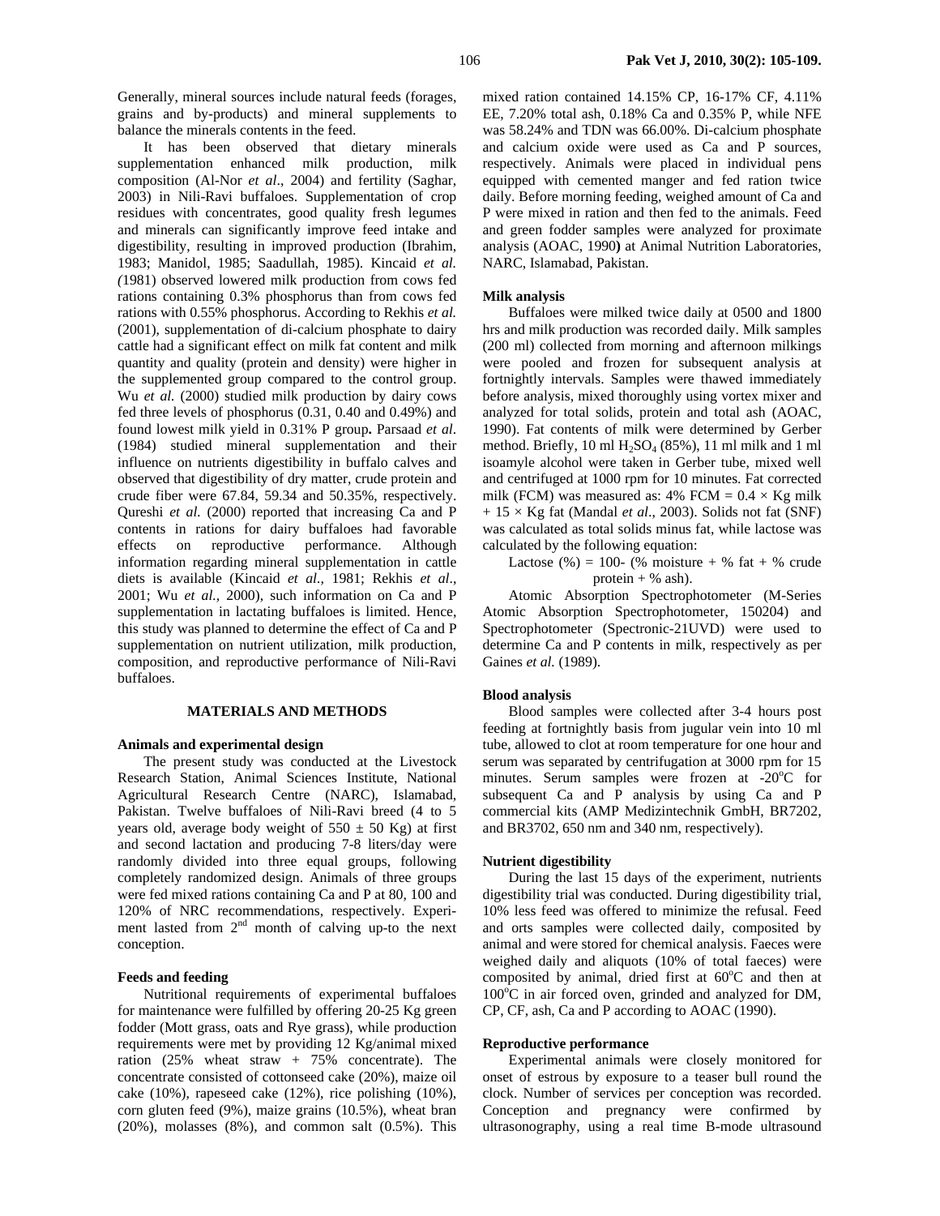Generally, mineral sources include natural feeds (forages, grains and by-products) and mineral supplements to balance the minerals contents in the feed.

It has been observed that dietary minerals supplementation enhanced milk production, milk composition (Al-Nor *et al*., 2004) and fertility (Saghar, 2003) in Nili-Ravi buffaloes. Supplementation of crop residues with concentrates, good quality fresh legumes and minerals can significantly improve feed intake and digestibility, resulting in improved production (Ibrahim, 1983; Manidol, 1985; Saadullah, 1985). Kincaid *et al.* (1981) observed lowered milk production from cows fed rations containing 0.3% phosphorus than from cows fed rations with 0.55% phosphorus. According to Rekhis *et al.* (2001), supplementation of di-calcium phosphate to dairy cattle had a significant effect on milk fat content and milk quantity and quality (protein and density) were higher in the supplemented group compared to the control group. Wu *et al.* (2000) studied milk production by dairy cows fed three levels of phosphorus (0.31, 0.40 and 0.49%) and found lowest milk yield in 0.31% P group**.** Parsaad *et al*. (1984) studied mineral supplementation and their influence on nutrients digestibility in buffalo calves and observed that digestibility of dry matter, crude protein and crude fiber were 67.84, 59.34 and 50.35%, respectively. Qureshi *et al.* (2000) reported that increasing Ca and P contents in rations for dairy buffaloes had favorable effects on reproductive performance. Although information regarding mineral supplementation in cattle diets is available (Kincaid *et al.,* 1981; Rekhis *et al*., 2001; Wu *et al.,* 2000), such information on Ca and P supplementation in lactating buffaloes is limited. Hence, this study was planned to determine the effect of Ca and P supplementation on nutrient utilization, milk production, composition, and reproductive performance of Nili-Ravi buffaloes.

## MATERIALS AND METHODS

### Animals and experimental design

The present study was conducted at the Livestock Research Station, Animal Sciences Institute, National Agricultural Research Centre (NARC), Islamabad, Pakistan. Twelve buffaloes of Nili-Ravi breed (4 to 5 years old, average body weight of 550 ± 50 Kg) at first and second lactation and producing 7-8 liters/day were randomly divided into three equal groups, following completely randomized design. Animals of three groups were fed mixed rations containing Ca and P at 80, 100 and 120% of NRC recommendations, respectively. Experiment lasted from 2nd month of calving up-to the next conception.

### Feeds and feeding

Nutritional requirements of experimental buffaloes for maintenance were fulfilled by offering 20-25 Kg green fodder (Mott grass, oats and Rye grass), while production requirements were met by providing 12 Kg/animal mixed ration (25% wheat straw + 75% concentrate). The concentrate consisted of cottonseed cake (20%), maize oil cake (10%), rapeseed cake (12%), rice polishing (10%), corn gluten feed (9%), maize grains (10.5%), wheat bran (20%), molasses (8%), and common salt (0.5%). This mixed ration contained 14.15% CP, 16-17% CF, 4.11% EE, 7.20% total ash, 0.18% Ca and 0.35% P, while NFE was 58.24% and TDN was 66.00%. Di-calcium phosphate and calcium oxide were used as Ca and P sources, respectively. Animals were placed in individual pens equipped with cemented manger and fed ration twice daily. Before morning feeding, weighed amount of Ca and P were mixed in ration and then fed to the animals. Feed and green fodder samples were analyzed for proximate analysis (AOAC, 1990**)** at Animal Nutrition Laboratories, NARC, Islamabad, Pakistan.

### Milk analysis

Buffaloes were milked twice daily at 0500 and 1800 hrs and milk production was recorded daily. Milk samples (200 ml) collected from morning and afternoon milkings were pooled and frozen for subsequent analysis at fortnightly intervals. Samples were thawed immediately before analysis, mixed thoroughly using vortex mixer and analyzed for total solids, protein and total ash (AOAC, 1990). Fat contents of milk were determined by Gerber method. Briefly, 10 ml $H_2SO_4$ (85%), 11 ml milk and 1 ml isoamyle alcohol were taken in Gerber tube, mixed well and centrifuged at 1000 rpm for 10 minutes. Fat corrected milk (FCM) was measured as: 4% FCM = 0.4 × Kg milk + 15 × Kg fat (Mandal *et al*., 2003). Solids not fat (SNF) was calculated as total solids minus fat, while lactose was calculated by the following equation:

Lactose (%) = 100- (% moisture + % fat + % crude protein + % ash).

Atomic Absorption Spectrophotometer (M-Series Atomic Absorption Spectrophotometer, 150204) and Spectrophotometer (Spectronic-21UVD) were used to determine Ca and P contents in milk, respectively as per Gaines *et al.* (1989).

### Blood analysis

Blood samples were collected after 3-4 hours post feeding at fortnightly basis from jugular vein into 10 ml tube, allowed to clot at room temperature for one hour and serum was separated by centrifugation at 3000 rpm for 15 minutes. Serum samples were frozen at -20°C for subsequent Ca and P analysis by using Ca and P commercial kits (AMP Medizintechnik GmbH, BR7202, and BR3702, 650 nm and 340 nm, respectively).

### Nutrient digestibility

During the last 15 days of the experiment, nutrients digestibility trial was conducted. During digestibility trial, 10% less feed was offered to minimize the refusal. Feed and orts samples were collected daily, composited by animal and were stored for chemical analysis. Faeces were weighed daily and aliquots (10% of total faeces) were composited by animal, dried first at 60°C and then at 100°C in air forced oven, grinded and analyzed for DM, CP, CF, ash, Ca and P according to AOAC (1990).

### Reproductive performance

Experimental animals were closely monitored for onset of estrous by exposure to a teaser bull round the clock. Number of services per conception was recorded. Conception and pregnancy were confirmed by ultrasonography, using a real time B-mode ultrasound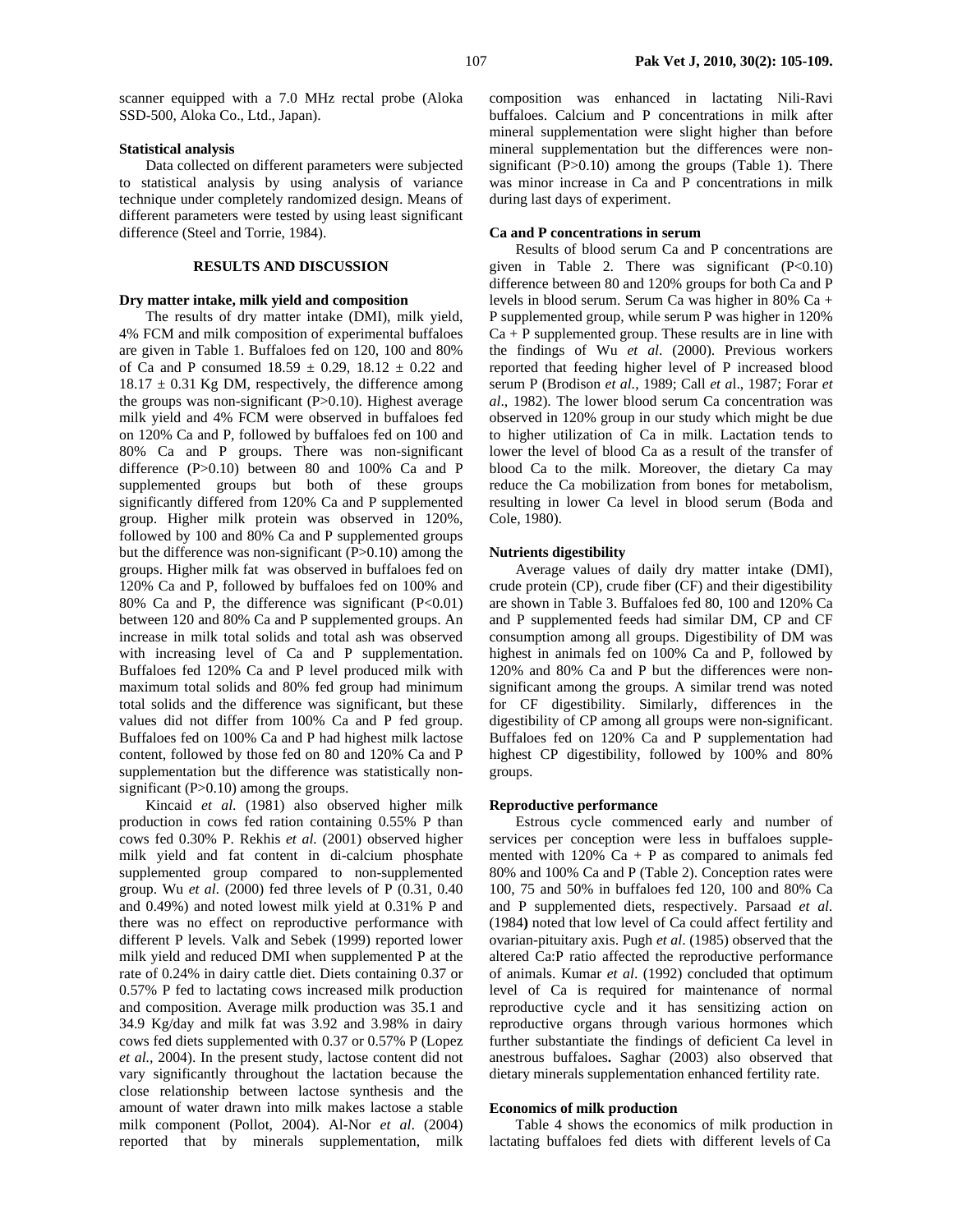scanner equipped with a 7.0 MHz rectal probe (Aloka SSD-500, Aloka Co., Ltd., Japan).

#### Statistical analysis

Data collected on different parameters were subjected to statistical analysis by using analysis of variance technique under completely randomized design. Means of different parameters were tested by using least significant difference (Steel and Torrie, 1984).

## RESULTS AND DISCUSSION

#### Dry matter intake, milk yield and composition

The results of dry matter intake (DMI), milk yield, 4% FCM and milk composition of experimental buffaloes are given in Table 1. Buffaloes fed on 120, 100 and 80% of Ca and P consumed 18.59 ± 0.29, 18.12 ± 0.22 and 18.17 ± 0.31 Kg DM, respectively, the difference among the groups was non-significant (P>0.10). Highest average milk yield and 4% FCM were observed in buffaloes fed on 120% Ca and P, followed by buffaloes fed on 100 and 80% Ca and P groups. There was non-significant difference (P>0.10) between 80 and 100% Ca and P supplemented groups but both of these groups significantly differed from 120% Ca and P supplemented group. Higher milk protein was observed in 120%, followed by 100 and 80% Ca and P supplemented groups but the difference was non-significant (P>0.10) among the groups. Higher milk fat was observed in buffaloes fed on 120% Ca and P, followed by buffaloes fed on 100% and 80% Ca and P, the difference was significant (P<0.01) between 120 and 80% Ca and P supplemented groups. An increase in milk total solids and total ash was observed with increasing level of Ca and P supplementation. Buffaloes fed 120% Ca and P level produced milk with maximum total solids and 80% fed group had minimum total solids and the difference was significant, but these values did not differ from 100% Ca and P fed group. Buffaloes fed on 100% Ca and P had highest milk lactose content, followed by those fed on 80 and 120% Ca and P supplementation but the difference was statistically non-significant (P>0.10) among the groups.

Kincaid *et al.* (1981) also observed higher milk production in cows fed ration containing 0.55% P than cows fed 0.30% P. Rekhis *et al.* (2001) observed higher milk yield and fat content in di-calcium phosphate supplemented group compared to non-supplemented group. Wu *et al*. (2000) fed three levels of P (0.31, 0.40 and 0.49%) and noted lowest milk yield at 0.31% P and there was no effect on reproductive performance with different P levels. Valk and Sebek (1999) reported lower milk yield and reduced DMI when supplemented P at the rate of 0.24% in dairy cattle diet. Diets containing 0.37 or 0.57% P fed to lactating cows increased milk production and composition. Average milk production was 35.1 and 34.9 Kg/day and milk fat was 3.92 and 3.98% in dairy cows fed diets supplemented with 0.37 or 0.57% P (Lopez *et al.*, 2004). In the present study, lactose content did not vary significantly throughout the lactation because the close relationship between lactose synthesis and the amount of water drawn into milk makes lactose a stable milk component (Pollot, 2004). Al-Nor *et al*. (2004) reported that by minerals supplementation, milk composition was enhanced in lactating Nili-Ravi buffaloes. Calcium and P concentrations in milk after mineral supplementation were slight higher than before mineral supplementation but the differences were non-significant (P>0.10) among the groups (Table 1). There was minor increase in Ca and P concentrations in milk during last days of experiment.

#### Ca and P concentrations in serum

Results of blood serum Ca and P concentrations are given in Table 2. There was significant (P<0.10) difference between 80 and 120% groups for both Ca and P levels in blood serum. Serum Ca was higher in 80% Ca + P supplemented group, while serum P was higher in 120% Ca + P supplemented group. These results are in line with the findings of Wu *et al*. (2000). Previous workers reported that feeding higher level of P increased blood serum P (Brodison *et al.,* 1989; Call *et a*l., 1987; Forar *et al*., 1982). The lower blood serum Ca concentration was observed in 120% group in our study which might be due to higher utilization of Ca in milk. Lactation tends to lower the level of blood Ca as a result of the transfer of blood Ca to the milk. Moreover, the dietary Ca may reduce the Ca mobilization from bones for metabolism, resulting in lower Ca level in blood serum (Boda and Cole, 1980).

#### Nutrients digestibility

Average values of daily dry matter intake (DMI), crude protein (CP), crude fiber (CF) and their digestibility are shown in Table 3. Buffaloes fed 80, 100 and 120% Ca and P supplemented feeds had similar DM, CP and CF consumption among all groups. Digestibility of DM was highest in animals fed on 100% Ca and P, followed by 120% and 80% Ca and P but the differences were non-significant among the groups. A similar trend was noted for CF digestibility. Similarly, differences in the digestibility of CP among all groups were non-significant. Buffaloes fed on 120% Ca and P supplementation had highest CP digestibility, followed by 100% and 80% groups.

#### Reproductive performance

Estrous cycle commenced early and number of services per conception were less in buffaloes supplemented with 120% Ca + P as compared to animals fed 80% and 100% Ca and P (Table 2). Conception rates were 100, 75 and 50% in buffaloes fed 120, 100 and 80% Ca and P supplemented diets, respectively. Parsaad *et al.* (1984) noted that low level of Ca could affect fertility and ovarian-pituitary axis. Pugh *et al*. (1985) observed that the altered Ca:P ratio affected the reproductive performance of animals. Kumar *et al*. (1992) concluded that optimum level of Ca is required for maintenance of normal reproductive cycle and it has sensitizing action on reproductive organs through various hormones which further substantiate the findings of deficient Ca level in anestrous buffaloes. Saghar (2003) also observed that dietary minerals supplementation enhanced fertility rate.

#### Economics of milk production

Table 4 shows the economics of milk production in lactating buffaloes fed diets with different levels of Ca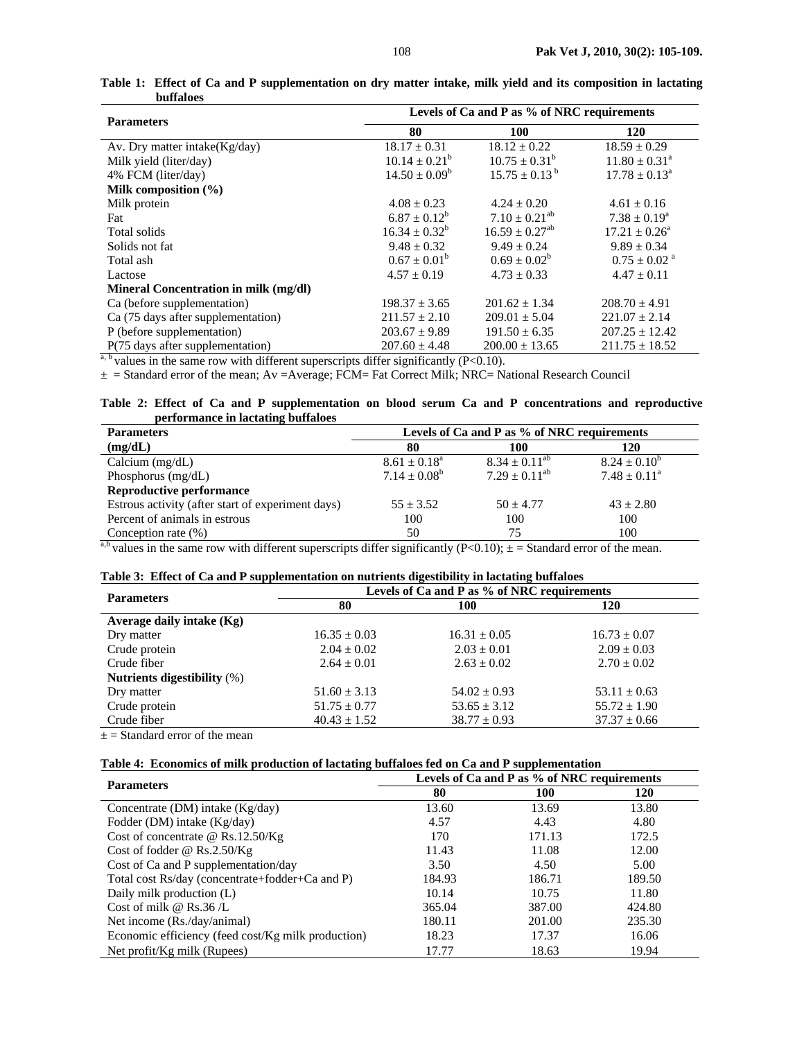**Table 1: Effect of Ca and P supplementation on dry matter intake, milk yield and its composition in lactating buffaloes**

| Parameters | Levels of Ca and P as % of NRC requirements | | |
|---|---|---|---|
| | 80 | 100 | 120 |
| Av. Dry matter intake(Kg/day) | 18.17 ± 0.31 | 18.12 ± 0.22 | 18.59 ± 0.29 |
| Milk yield (liter/day) | 10.14 ± 0.21[b] | 10.75 ± 0.31[b] | 11.80 ± 0.31[a] |
| 4% FCM (liter/day) | 14.50 ± 0.09[b] | 15.75 ± 0.13[b] | 17.78 ± 0.13[a] |
| **Milk composition (%)** | | | |
| Milk protein | 4.08 ± 0.23 | 4.24 ± 0.20 | 4.61 ± 0.16 |
| Fat | 6.87 ± 0.12[b] | 7.10 ± 0.21[ab] | 7.38 ± 0.19[a] |
| Total solids | 16.34 ± 0.32[b] | 16.59 ± 0.27[ab] | 17.21 ± 0.26[a] |
| Solids not fat | 9.48 ± 0.32 | 9.49 ± 0.24 | 9.89 ± 0.34 |
| Total ash | 0.67 ± 0.01[b] | 0.69 ± 0.02[b] | 0.75 ± 0.02[a] |
| Lactose | 4.57 ± 0.19 | 4.73 ± 0.33 | 4.47 ± 0.11 |
| **Mineral Concentration in milk (mg/dl)** | | | |
| Ca (before supplementation) | 198.37 ± 3.65 | 201.62 ± 1.34 | 208.70 ± 4.91 |
| Ca (75 days after supplementation) | 211.57 ± 2.10 | 209.01 ± 5.04 | 221.07 ± 2.14 |
| P (before supplementation) | 203.67 ± 9.89 | 191.50 ± 6.35 | 207.25 ± 12.42 |
| P(75 days after supplementation) | 207.60 ± 4.48 | 200.00 ± 13.65 | 211.75 ± 18.52 |

[a, b] values in the same row with different superscripts differ significantly ($P<0.10$).

± = Standard error of the mean; Av =Average; FCM= Fat Correct Milk; NRC= National Research Council

**Table 2: Effect of Ca and P supplementation on blood serum Ca and P concentrations and reproductive performance in lactating buffaloes**

| Parameters (mg/dL) | Levels of Ca and P as % of NRC requirements | | |
|---|---|---|---|
| | 80 | 100 | 120 |
| Calcium (mg/dL) | 8.61 ± 0.18[a] | 8.34 ± 0.11[ab] | 8.24 ± 0.10[b] |
| Phosphorus (mg/dL) | 7.14 ± 0.08[b] | 7.29 ± 0.11[ab] | 7.48 ± 0.11[a] |
| **Reproductive performance** | | | |
| Estrous activity (after start of experiment days) | 55 ± 3.52 | 50 ± 4.77 | 43 ± 2.80 |
| Percent of animals in estrous | 100 | 100 | 100 |
| Conception rate (%) | 50 | 75 | 100 |

[a,b] values in the same row with different superscripts differ significantly ($P<0.10$); ± = Standard error of the mean.

**Table 3: Effect of Ca and P supplementation on nutrients digestibility in lactating buffaloes**

| Parameters | Levels of Ca and P as % of NRC requirements | | |
|---|---|---|---|
| | 80 | 100 | 120 |
| **Average daily intake (Kg)** | | | |
| Dry matter | 16.35 ± 0.03 | 16.31 ± 0.05 | 16.73 ± 0.07 |
| Crude protein | 2.04 ± 0.02 | 2.03 ± 0.01 | 2.09 ± 0.03 |
| Crude fiber | 2.64 ± 0.01 | 2.63 ± 0.02 | 2.70 ± 0.02 |
| **Nutrients digestibility** (%) | | | |
| Dry matter | 51.60 ± 3.13 | 54.02 ± 0.93 | 53.11 ± 0.63 |
| Crude protein | 51.75 ± 0.77 | 53.65 ± 3.12 | 55.72 ± 1.90 |
| Crude fiber | 40.43 ± 1.52 | 38.77 ± 0.93 | 37.37 ± 0.66 |

± = Standard error of the mean

**Table 4: Economics of milk production of lactating buffaloes fed on Ca and P supplementation**

| Parameters | Levels of Ca and P as % of NRC requirements | | |
|---|---|---|---|
| | 80 | 100 | 120 |
| Concentrate (DM) intake (Kg/day) | 13.60 | 13.69 | 13.80 |
| Fodder (DM) intake (Kg/day) | 4.57 | 4.43 | 4.80 |
| Cost of concentrate @ Rs.12.50/Kg | 170 | 171.13 | 172.5 |
| Cost of fodder @ Rs.2.50/Kg | 11.43 | 11.08 | 12.00 |
| Cost of Ca and P supplementation/day | 3.50 | 4.50 | 5.00 |
| Total cost Rs/day (concentrate+fodder+Ca and P) | 184.93 | 186.71 | 189.50 |
| Daily milk production (L) | 10.14 | 10.75 | 11.80 |
| Cost of milk @ Rs.36 /L | 365.04 | 387.00 | 424.80 |
| Net income (Rs./day/animal) | 180.11 | 201.00 | 235.30 |
| Economic efficiency (feed cost/Kg milk production) | 18.23 | 17.37 | 16.06 |
| Net profit/Kg milk (Rupees) | 17.77 | 18.63 | 19.94 |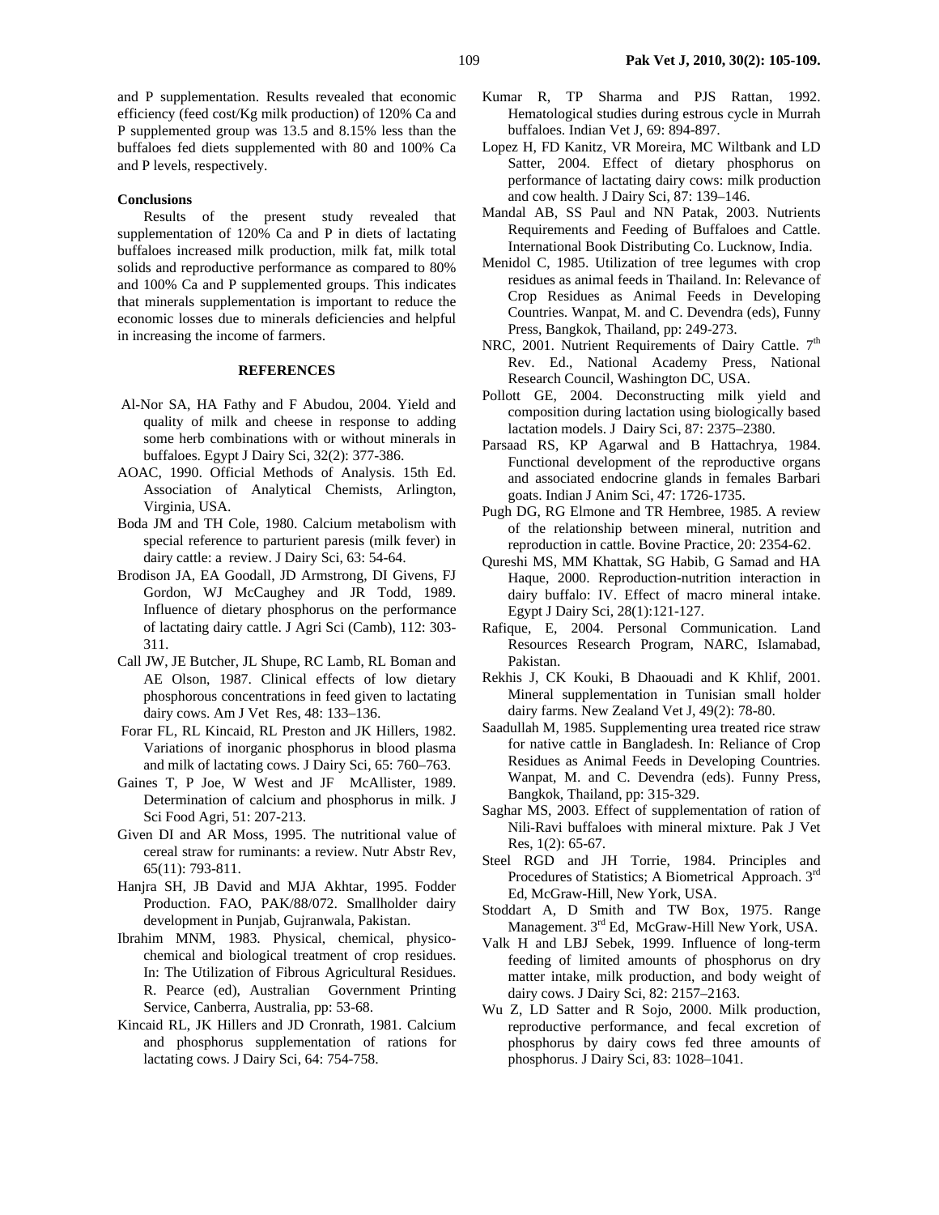and P supplementation. Results revealed that economic efficiency (feed cost/Kg milk production) of 120% Ca and P supplemented group was 13.5 and 8.15% less than the buffaloes fed diets supplemented with 80 and 100% Ca and P levels, respectively.

**Conclusions**

Results of the present study revealed that supplementation of 120% Ca and P in diets of lactating buffaloes increased milk production, milk fat, milk total solids and reproductive performance as compared to 80% and 100% Ca and P supplemented groups. This indicates that minerals supplementation is important to reduce the economic losses due to minerals deficiencies and helpful in increasing the income of farmers.

**REFERENCES**

Al-Nor SA, HA Fathy and F Abudou, 2004. Yield and quality of milk and cheese in response to adding some herb combinations with or without minerals in buffaloes. Egypt J Dairy Sci, 32(2): 377-386.

AOAC, 1990. Official Methods of Analysis. 15th Ed. Association of Analytical Chemists, Arlington, Virginia, USA.

Boda JM and TH Cole, 1980. Calcium metabolism with special reference to parturient paresis (milk fever) in dairy cattle: a review. J Dairy Sci, 63: 54-64.

Brodison JA, EA Goodall, JD Armstrong, DI Givens, FJ Gordon, WJ McCaughey and JR Todd, 1989. Influence of dietary phosphorus on the performance of lactating dairy cattle. J Agri Sci (Camb), 112: 303-311.

Call JW, JE Butcher, JL Shupe, RC Lamb, RL Boman and AE Olson, 1987. Clinical effects of low dietary phosphorous concentrations in feed given to lactating dairy cows. Am J Vet Res, 48: 133–136.

Forar FL, RL Kincaid, RL Preston and JK Hillers, 1982. Variations of inorganic phosphorus in blood plasma and milk of lactating cows. J Dairy Sci, 65: 760–763.

Gaines T, P Joe, W West and JF McAllister, 1989. Determination of calcium and phosphorus in milk. J Sci Food Agri, 51: 207-213.

Given DI and AR Moss, 1995. The nutritional value of cereal straw for ruminants: a review. Nutr Abstr Rev, 65(11): 793-811.

Hanjra SH, JB David and MJA Akhtar, 1995. Fodder Production. FAO, PAK/88/072. Smallholder dairy development in Punjab, Gujranwala, Pakistan.

Ibrahim MNM, 1983. Physical, chemical, physico-chemical and biological treatment of crop residues. In: The Utilization of Fibrous Agricultural Residues. R. Pearce (ed), Australian Government Printing Service, Canberra, Australia, pp: 53-68.

Kincaid RL, JK Hillers and JD Cronrath, 1981. Calcium and phosphorus supplementation of rations for lactating cows. J Dairy Sci, 64: 754-758.

Kumar R, TP Sharma and PJS Rattan, 1992. Hematological studies during estrous cycle in Murrah buffaloes. Indian Vet J, 69: 894-897.

Lopez H, FD Kanitz, VR Moreira, MC Wiltbank and LD Satter, 2004. Effect of dietary phosphorus on performance of lactating dairy cows: milk production and cow health. J Dairy Sci, 87: 139–146.

Mandal AB, SS Paul and NN Patak, 2003. Nutrients Requirements and Feeding of Buffaloes and Cattle. International Book Distributing Co. Lucknow, India.

Menidol C, 1985. Utilization of tree legumes with crop residues as animal feeds in Thailand. In: Relevance of Crop Residues as Animal Feeds in Developing Countries. Wanpat, M. and C. Devendra (eds), Funny Press, Bangkok, Thailand, pp: 249-273.

NRC, 2001. Nutrient Requirements of Dairy Cattle. 7th Rev. Ed., National Academy Press, National Research Council, Washington DC, USA.

Pollott GE, 2004. Deconstructing milk yield and composition during lactation using biologically based lactation models. J Dairy Sci, 87: 2375–2380.

Parsaad RS, KP Agarwal and B Hattachrya, 1984. Functional development of the reproductive organs and associated endocrine glands in females Barbari goats. Indian J Anim Sci, 47: 1726-1735.

Pugh DG, RG Elmone and TR Hembree, 1985. A review of the relationship between mineral, nutrition and reproduction in cattle. Bovine Practice, 20: 2354-62.

Qureshi MS, MM Khattak, SG Habib, G Samad and HA Haque, 2000. Reproduction-nutrition interaction in dairy buffalo: IV. Effect of macro mineral intake. Egypt J Dairy Sci, 28(1):121-127.

Rafique, E, 2004. Personal Communication. Land Resources Research Program, NARC, Islamabad, Pakistan.

Rekhis J, CK Kouki, B Dhaouadi and K Khlif, 2001. Mineral supplementation in Tunisian small holder dairy farms. New Zealand Vet J, 49(2): 78-80.

Saadullah M, 1985. Supplementing urea treated rice straw for native cattle in Bangladesh. In: Reliance of Crop Residues as Animal Feeds in Developing Countries. Wanpat, M. and C. Devendra (eds). Funny Press, Bangkok, Thailand, pp: 315-329.

Saghar MS, 2003. Effect of supplementation of ration of Nili-Ravi buffaloes with mineral mixture. Pak J Vet Res, 1(2): 65-67.

Steel RGD and JH Torrie, 1984. Principles and Procedures of Statistics; A Biometrical Approach. 3rd Ed, McGraw-Hill, New York, USA.

Stoddart A, D Smith and TW Box, 1975. Range Management. 3rd Ed, McGraw-Hill New York, USA.

Valk H and LBJ Sebek, 1999. Influence of long-term feeding of limited amounts of phosphorus on dry matter intake, milk production, and body weight of dairy cows. J Dairy Sci, 82: 2157–2163.

Wu Z, LD Satter and R Sojo, 2000. Milk production, reproductive performance, and fecal excretion of phosphorus by dairy cows fed three amounts of phosphorus. J Dairy Sci, 83: 1028–1041.